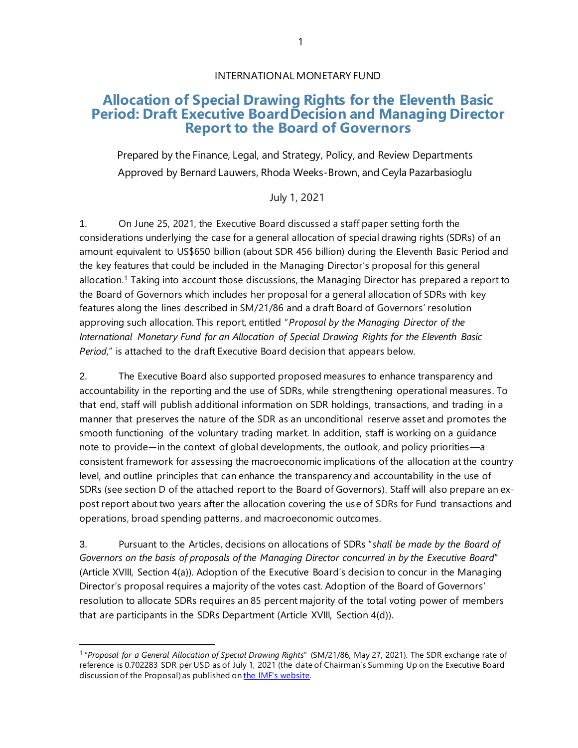INTERNATIONAL MONETARY FUND

# Allocation of Special Drawing Rights for the Eleventh Basic Period: Draft Executive Board Decision and Managing Director Report to the Board of Governors

Prepared by the Finance, Legal, and Strategy, Policy, and Review Departments

Approved by Bernard Lauwers, Rhoda Weeks-Brown, and Ceyla Pazarbasioglu

July 1, 2021

1. On June 25, 2021, the Executive Board discussed a staff paper setting forth the considerations underlying the case for a general allocation of special drawing rights (SDRs) of an amount equivalent to US$650 billion (about SDR 456 billion) during the Eleventh Basic Period and the key features that could be included in the Managing Director's proposal for this general allocation.[1] Taking into account those discussions, the Managing Director has prepared a report to the Board of Governors which includes her proposal for a general allocation of SDRs with key features along the lines described in SM/21/86 and a draft Board of Governors' resolution approving such allocation. This report, entitled "*Proposal by the Managing Director of the International Monetary Fund for an Allocation of Special Drawing Rights for the Eleventh Basic Period*," is attached to the draft Executive Board decision that appears below.

2. The Executive Board also supported proposed measures to enhance transparency and accountability in the reporting and the use of SDRs, while strengthening operational measures. To that end, staff will publish additional information on SDR holdings, transactions, and trading in a manner that preserves the nature of the SDR as an unconditional reserve asset and promotes the smooth functioning of the voluntary trading market. In addition, staff is working on a guidance note to provide—in the context of global developments, the outlook, and policy priorities—a consistent framework for assessing the macroeconomic implications of the allocation at the country level, and outline principles that can enhance the transparency and accountability in the use of SDRs (see section D of the attached report to the Board of Governors). Staff will also prepare an ex-post report about two years after the allocation covering the use of SDRs for Fund transactions and operations, broad spending patterns, and macroeconomic outcomes.

3. Pursuant to the Articles, decisions on allocations of SDRs "*shall be made by the Board of Governors on the basis of proposals of the Managing Director concurred in by the Executive Board*" (Article XVIII, Section 4(a)). Adoption of the Executive Board's decision to concur in the Managing Director's proposal requires a majority of the votes cast. Adoption of the Board of Governors' resolution to allocate SDRs requires an 85 percent majority of the total voting power of members that are participants in the SDRs Department (Article XVIII, Section 4(d)).

---

[1] "*Proposal for a General Allocation of Special Drawing Rights*" (SM/21/86, May 27, 2021). The SDR exchange rate of reference is 0.702283 SDR per USD as of July 1, 2021 (the date of Chairman's Summing Up on the Executive Board discussion of the Proposal) as published on the IMF's website.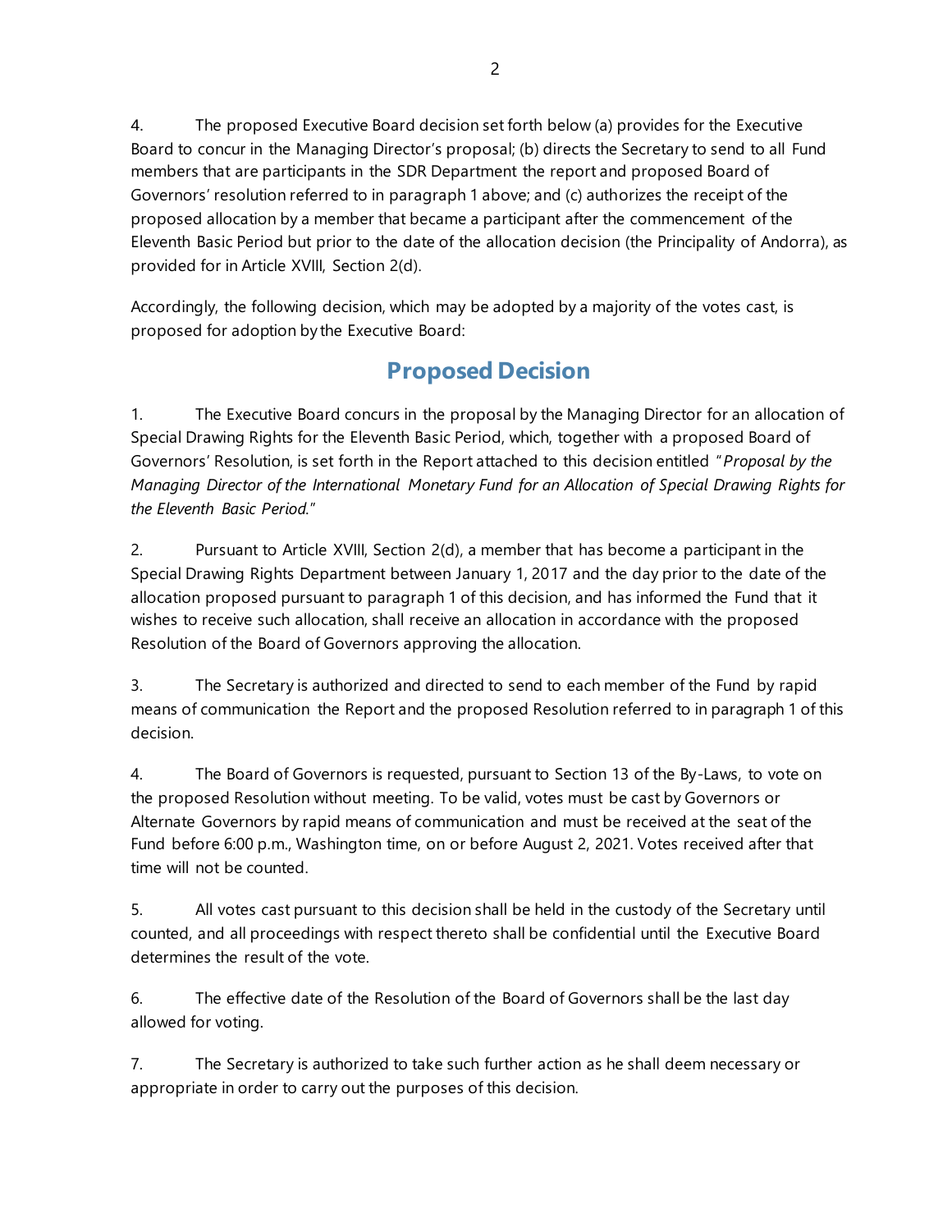4. The proposed Executive Board decision set forth below (a) provides for the Executive Board to concur in the Managing Director's proposal; (b) directs the Secretary to send to all Fund members that are participants in the SDR Department the report and proposed Board of Governors' resolution referred to in paragraph 1 above; and (c) authorizes the receipt of the proposed allocation by a member that became a participant after the commencement of the Eleventh Basic Period but prior to the date of the allocation decision (the Principality of Andorra), as provided for in Article XVIII, Section 2(d).

Accordingly, the following decision, which may be adopted by a majority of the votes cast, is proposed for adoption by the Executive Board:

## Proposed Decision

1. The Executive Board concurs in the proposal by the Managing Director for an allocation of Special Drawing Rights for the Eleventh Basic Period, which, together with a proposed Board of Governors' Resolution, is set forth in the Report attached to this decision entitled "*Proposal by the Managing Director of the International Monetary Fund for an Allocation of Special Drawing Rights for the Eleventh Basic Period.*"

2. Pursuant to Article XVIII, Section 2(d), a member that has become a participant in the Special Drawing Rights Department between January 1, 2017 and the day prior to the date of the allocation proposed pursuant to paragraph 1 of this decision, and has informed the Fund that it wishes to receive such allocation, shall receive an allocation in accordance with the proposed Resolution of the Board of Governors approving the allocation.

3. The Secretary is authorized and directed to send to each member of the Fund by rapid means of communication the Report and the proposed Resolution referred to in paragraph 1 of this decision.

4. The Board of Governors is requested, pursuant to Section 13 of the By-Laws, to vote on the proposed Resolution without meeting. To be valid, votes must be cast by Governors or Alternate Governors by rapid means of communication and must be received at the seat of the Fund before 6:00 p.m., Washington time, on or before August 2, 2021. Votes received after that time will not be counted.

5. All votes cast pursuant to this decision shall be held in the custody of the Secretary until counted, and all proceedings with respect thereto shall be confidential until the Executive Board determines the result of the vote.

6. The effective date of the Resolution of the Board of Governors shall be the last day allowed for voting.

7. The Secretary is authorized to take such further action as he shall deem necessary or appropriate in order to carry out the purposes of this decision.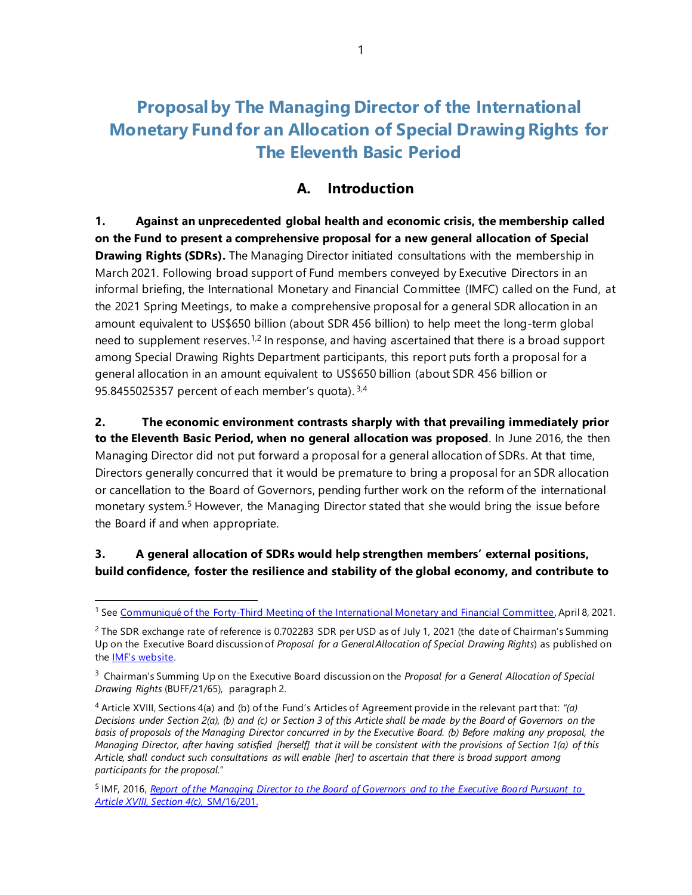# Proposal by The Managing Director of the International Monetary Fund for an Allocation of Special Drawing Rights for The Eleventh Basic Period

## A. Introduction

**1. Against an unprecedented global health and economic crisis, the membership called on the Fund to present a comprehensive proposal for a new general allocation of Special Drawing Rights (SDRs).** The Managing Director initiated consultations with the membership in March 2021. Following broad support of Fund members conveyed by Executive Directors in an informal briefing, the International Monetary and Financial Committee (IMFC) called on the Fund, at the 2021 Spring Meetings, to make a comprehensive proposal for a general SDR allocation in an amount equivalent to US$650 billion (about SDR 456 billion) to help meet the long-term global need to supplement reserves.[1,2] In response, and having ascertained that there is a broad support among Special Drawing Rights Department participants, this report puts forth a proposal for a general allocation in an amount equivalent to US$650 billion (about SDR 456 billion or 95.8455025357 percent of each member's quota).[3,4]

**2. The economic environment contrasts sharply with that prevailing immediately prior to the Eleventh Basic Period, when no general allocation was proposed**. In June 2016, the then Managing Director did not put forward a proposal for a general allocation of SDRs. At that time, Directors generally concurred that it would be premature to bring a proposal for an SDR allocation or cancellation to the Board of Governors, pending further work on the reform of the international monetary system.[5] However, the Managing Director stated that she would bring the issue before the Board if and when appropriate.

**3. A general allocation of SDRs would help strengthen members' external positions, build confidence, foster the resilience and stability of the global economy, and contribute to**

---

[1] See Communiqué of the Forty-Third Meeting of the International Monetary and Financial Committee, April 8, 2021.

[2] The SDR exchange rate of reference is 0.702283 SDR per USD as of July 1, 2021 (the date of Chairman's Summing Up on the Executive Board discussion of *Proposal for a General Allocation of Special Drawing Rights*) as published on the IMF's website.

[3] Chairman's Summing Up on the Executive Board discussion on the *Proposal for a General Allocation of Special Drawing Rights* (BUFF/21/65), paragraph 2.

[4] Article XVIII, Sections 4(a) and (b) of the Fund's Articles of Agreement provide in the relevant part that: *"(a) Decisions under Section 2(a), (b) and (c) or Section 3 of this Article shall be made by the Board of Governors on the basis of proposals of the Managing Director concurred in by the Executive Board. (b) Before making any proposal, the Managing Director, after having satisfied [herself] that it will be consistent with the provisions of Section 1(a) of this Article, shall conduct such consultations as will enable [her] to ascertain that there is broad support among participants for the proposal."*

[5] IMF, 2016, *Report of the Managing Director to the Board of Governors and to the Executive Board Pursuant to Article XVIII, Section 4(c), SM/16/201.*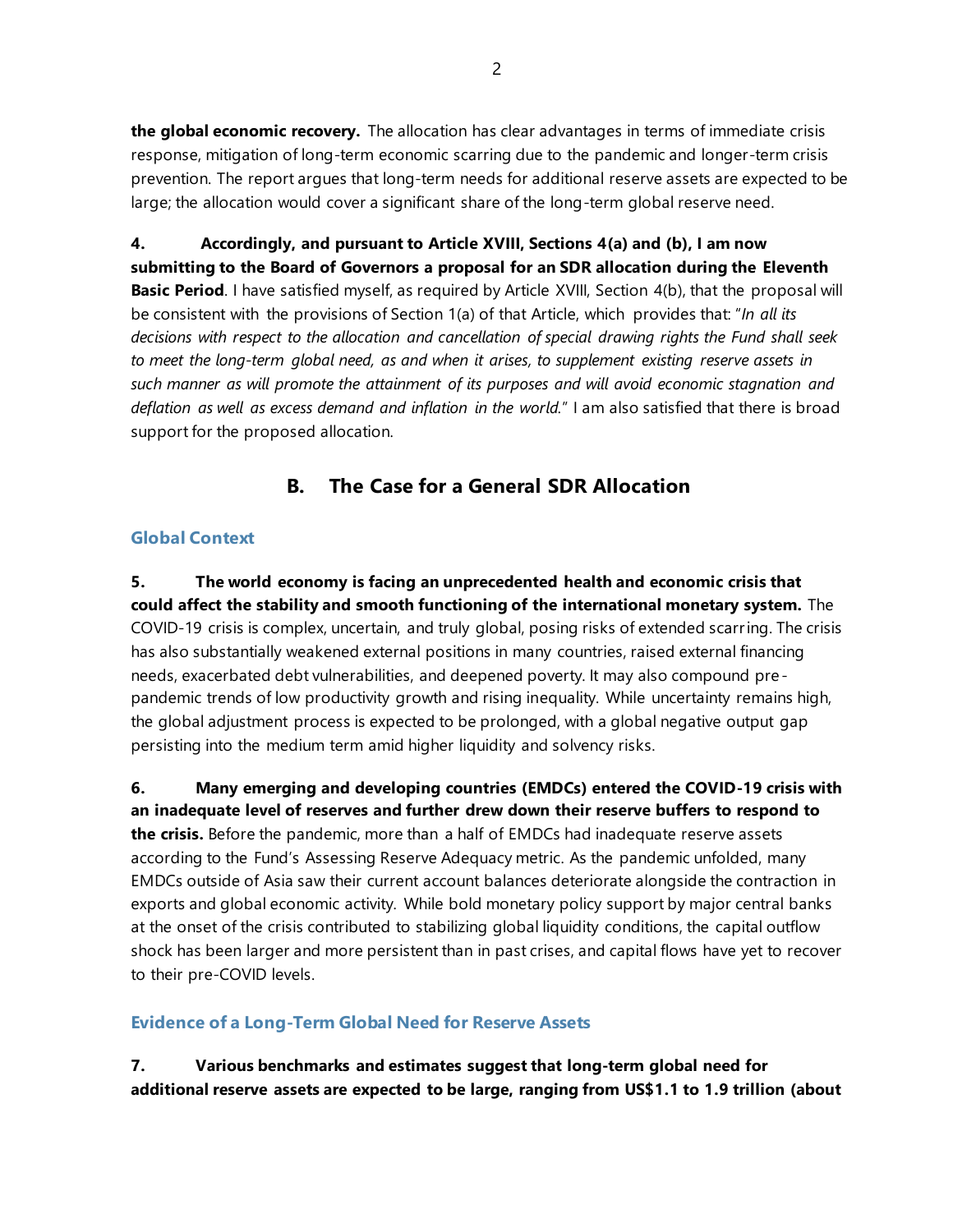**the global economic recovery.** The allocation has clear advantages in terms of immediate crisis response, mitigation of long-term economic scarring due to the pandemic and longer-term crisis prevention. The report argues that long-term needs for additional reserve assets are expected to be large; the allocation would cover a significant share of the long-term global reserve need.

4. **Accordingly, and pursuant to Article XVIII, Sections 4(a) and (b), I am now submitting to the Board of Governors a proposal for an SDR allocation during the Eleventh Basic Period**. I have satisfied myself, as required by Article XVIII, Section 4(b), that the proposal will be consistent with the provisions of Section 1(a) of that Article, which provides that: "*In all its decisions with respect to the allocation and cancellation of special drawing rights the Fund shall seek to meet the long-term global need, as and when it arises, to supplement existing reserve assets in such manner as will promote the attainment of its purposes and will avoid economic stagnation and deflation as well as excess demand and inflation in the world.*" I am also satisfied that there is broad support for the proposed allocation.

## B. The Case for a General SDR Allocation

### Global Context

5. **The world economy is facing an unprecedented health and economic crisis that could affect the stability and smooth functioning of the international monetary system.** The COVID-19 crisis is complex, uncertain, and truly global, posing risks of extended scarring. The crisis has also substantially weakened external positions in many countries, raised external financing needs, exacerbated debt vulnerabilities, and deepened poverty. It may also compound pre-pandemic trends of low productivity growth and rising inequality. While uncertainty remains high, the global adjustment process is expected to be prolonged, with a global negative output gap persisting into the medium term amid higher liquidity and solvency risks.

6. **Many emerging and developing countries (EMDCs) entered the COVID-19 crisis with an inadequate level of reserves and further drew down their reserve buffers to respond to the crisis.** Before the pandemic, more than a half of EMDCs had inadequate reserve assets according to the Fund's Assessing Reserve Adequacy metric. As the pandemic unfolded, many EMDCs outside of Asia saw their current account balances deteriorate alongside the contraction in exports and global economic activity. While bold monetary policy support by major central banks at the onset of the crisis contributed to stabilizing global liquidity conditions, the capital outflow shock has been larger and more persistent than in past crises, and capital flows have yet to recover to their pre-COVID levels.

### Evidence of a Long-Term Global Need for Reserve Assets

7. **Various benchmarks and estimates suggest that long-term global need for additional reserve assets are expected to be large, ranging from US$1.1 to 1.9 trillion (about**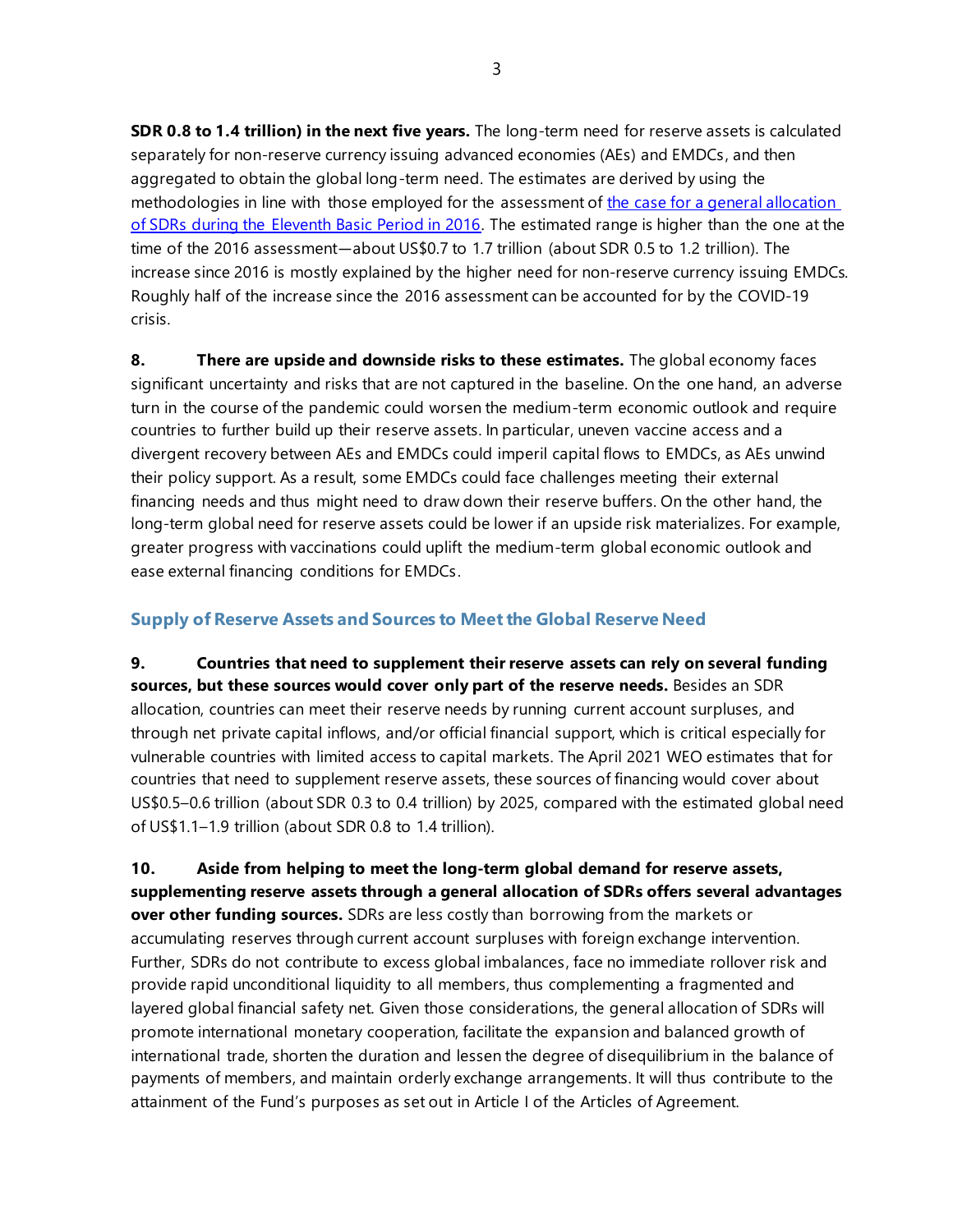**SDR 0.8 to 1.4 trillion) in the next five years.** The long-term need for reserve assets is calculated separately for non-reserve currency issuing advanced economies (AEs) and EMDCs, and then aggregated to obtain the global long-term need. The estimates are derived by using the methodologies in line with those employed for the assessment of [the case for a general allocation of SDRs during the Eleventh Basic Period in 2016](). The estimated range is higher than the one at the time of the 2016 assessment—about US$0.7 to 1.7 trillion (about SDR 0.5 to 1.2 trillion). The increase since 2016 is mostly explained by the higher need for non-reserve currency issuing EMDCs. Roughly half of the increase since the 2016 assessment can be accounted for by the COVID-19 crisis.

**8. There are upside and downside risks to these estimates.** The global economy faces significant uncertainty and risks that are not captured in the baseline. On the one hand, an adverse turn in the course of the pandemic could worsen the medium-term economic outlook and require countries to further build up their reserve assets. In particular, uneven vaccine access and a divergent recovery between AEs and EMDCs could imperil capital flows to EMDCs, as AEs unwind their policy support. As a result, some EMDCs could face challenges meeting their external financing needs and thus might need to draw down their reserve buffers. On the other hand, the long-term global need for reserve assets could be lower if an upside risk materializes. For example, greater progress with vaccinations could uplift the medium-term global economic outlook and ease external financing conditions for EMDCs.

## Supply of Reserve Assets and Sources to Meet the Global Reserve Need

**9. Countries that need to supplement their reserve assets can rely on several funding sources, but these sources would cover only part of the reserve needs.** Besides an SDR allocation, countries can meet their reserve needs by running current account surpluses, and through net private capital inflows, and/or official financial support, which is critical especially for vulnerable countries with limited access to capital markets. The April 2021 WEO estimates that for countries that need to supplement reserve assets, these sources of financing would cover about US$0.5–0.6 trillion (about SDR 0.3 to 0.4 trillion) by 2025, compared with the estimated global need of US$1.1–1.9 trillion (about SDR 0.8 to 1.4 trillion).

**10. Aside from helping to meet the long-term global demand for reserve assets, supplementing reserve assets through a general allocation of SDRs offers several advantages over other funding sources.** SDRs are less costly than borrowing from the markets or accumulating reserves through current account surpluses with foreign exchange intervention. Further, SDRs do not contribute to excess global imbalances, face no immediate rollover risk and provide rapid unconditional liquidity to all members, thus complementing a fragmented and layered global financial safety net. Given those considerations, the general allocation of SDRs will promote international monetary cooperation, facilitate the expansion and balanced growth of international trade, shorten the duration and lessen the degree of disequilibrium in the balance of payments of members, and maintain orderly exchange arrangements. It will thus contribute to the attainment of the Fund's purposes as set out in Article I of the Articles of Agreement.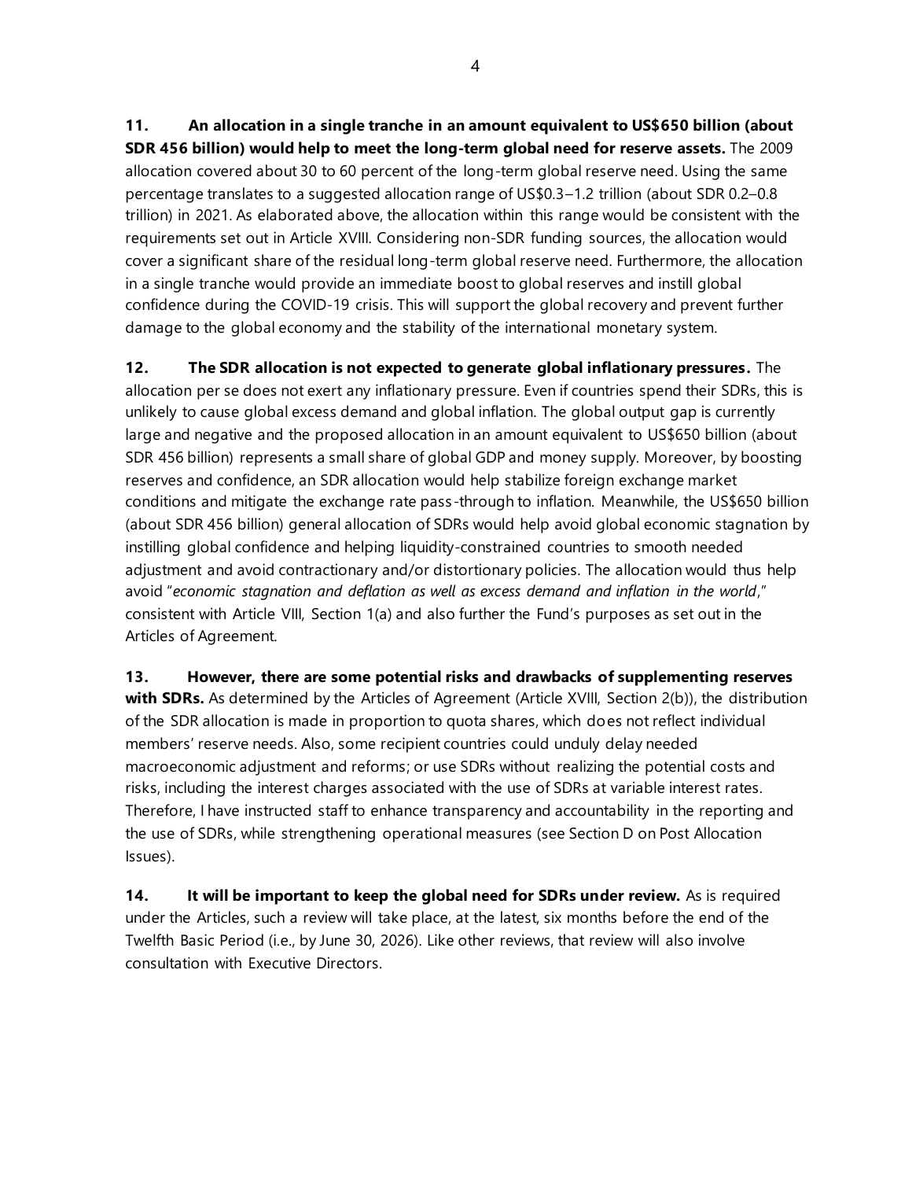11. **An allocation in a single tranche in an amount equivalent to US$650 billion (about SDR 456 billion) would help to meet the long-term global need for reserve assets.** The 2009 allocation covered about 30 to 60 percent of the long-term global reserve need. Using the same percentage translates to a suggested allocation range of US$0.3–1.2 trillion (about SDR 0.2–0.8 trillion) in 2021. As elaborated above, the allocation within this range would be consistent with the requirements set out in Article XVIII. Considering non-SDR funding sources, the allocation would cover a significant share of the residual long-term global reserve need. Furthermore, the allocation in a single tranche would provide an immediate boost to global reserves and instill global confidence during the COVID-19 crisis. This will support the global recovery and prevent further damage to the global economy and the stability of the international monetary system.

12. **The SDR allocation is not expected to generate global inflationary pressures.** The allocation per se does not exert any inflationary pressure. Even if countries spend their SDRs, this is unlikely to cause global excess demand and global inflation. The global output gap is currently large and negative and the proposed allocation in an amount equivalent to US$650 billion (about SDR 456 billion) represents a small share of global GDP and money supply. Moreover, by boosting reserves and confidence, an SDR allocation would help stabilize foreign exchange market conditions and mitigate the exchange rate pass-through to inflation. Meanwhile, the US$650 billion (about SDR 456 billion) general allocation of SDRs would help avoid global economic stagnation by instilling global confidence and helping liquidity-constrained countries to smooth needed adjustment and avoid contractionary and/or distortionary policies. The allocation would thus help avoid "*economic stagnation and deflation as well as excess demand and inflation in the world*," consistent with Article VIII, Section 1(a) and also further the Fund's purposes as set out in the Articles of Agreement.

13. **However, there are some potential risks and drawbacks of supplementing reserves with SDRs.** As determined by the Articles of Agreement (Article XVIII, Section 2(b)), the distribution of the SDR allocation is made in proportion to quota shares, which does not reflect individual members' reserve needs. Also, some recipient countries could unduly delay needed macroeconomic adjustment and reforms; or use SDRs without realizing the potential costs and risks, including the interest charges associated with the use of SDRs at variable interest rates. Therefore, I have instructed staff to enhance transparency and accountability in the reporting and the use of SDRs, while strengthening operational measures (see Section D on Post Allocation Issues).

14. **It will be important to keep the global need for SDRs under review.** As is required under the Articles, such a review will take place, at the latest, six months before the end of the Twelfth Basic Period (i.e., by June 30, 2026). Like other reviews, that review will also involve consultation with Executive Directors.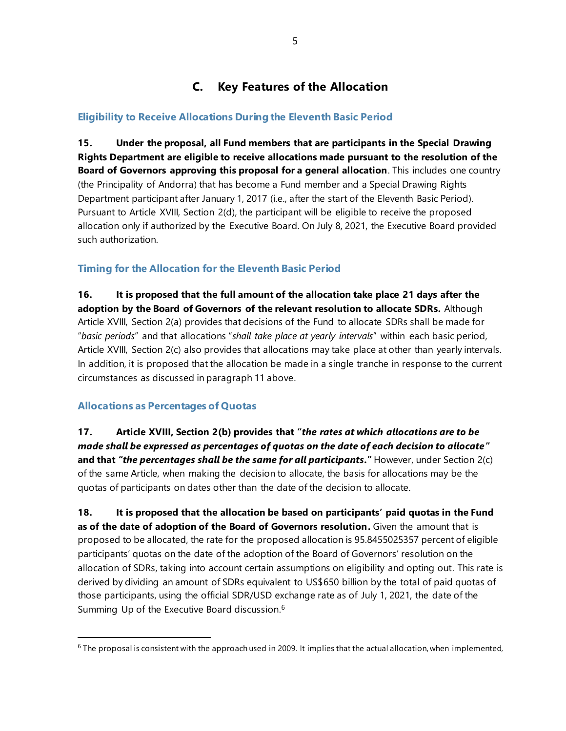## C. Key Features of the Allocation

### Eligibility to Receive Allocations During the Eleventh Basic Period

**15. Under the proposal, all Fund members that are participants in the Special Drawing Rights Department are eligible to receive allocations made pursuant to the resolution of the Board of Governors approving this proposal for a general allocation**. This includes one country (the Principality of Andorra) that has become a Fund member and a Special Drawing Rights Department participant after January 1, 2017 (i.e., after the start of the Eleventh Basic Period). Pursuant to Article XVIII, Section 2(d), the participant will be eligible to receive the proposed allocation only if authorized by the Executive Board. On July 8, 2021, the Executive Board provided such authorization.

### Timing for the Allocation for the Eleventh Basic Period

**16. It is proposed that the full amount of the allocation take place 21 days after the adoption by the Board of Governors of the relevant resolution to allocate SDRs.** Although Article XVIII, Section 2(a) provides that decisions of the Fund to allocate SDRs shall be made for "*basic periods*" and that allocations "*shall take place at yearly intervals*" within each basic period, Article XVIII, Section 2(c) also provides that allocations may take place at other than yearly intervals. In addition, it is proposed that the allocation be made in a single tranche in response to the current circumstances as discussed in paragraph 11 above.

### Allocations as Percentages of Quotas

**17. Article XVIII, Section 2(b) provides that "*the rates at which allocations are to be made shall be expressed as percentages of quotas on the date of each decision to allocate*" and that "*the percentages shall be the same for all participants*."** However, under Section 2(c) of the same Article, when making the decision to allocate, the basis for allocations may be the quotas of participants on dates other than the date of the decision to allocate.

**18. It is proposed that the allocation be based on participants' paid quotas in the Fund as of the date of adoption of the Board of Governors resolution.** Given the amount that is proposed to be allocated, the rate for the proposed allocation is 95.8455025357 percent of eligible participants' quotas on the date of the adoption of the Board of Governors' resolution on the allocation of SDRs, taking into account certain assumptions on eligibility and opting out. This rate is derived by dividing an amount of SDRs equivalent to US$650 billion by the total of paid quotas of those participants, using the official SDR/USD exchange rate as of July 1, 2021, the date of the Summing Up of the Executive Board discussion.[6]

[6] The proposal is consistent with the approach used in 2009. It implies that the actual allocation, when implemented,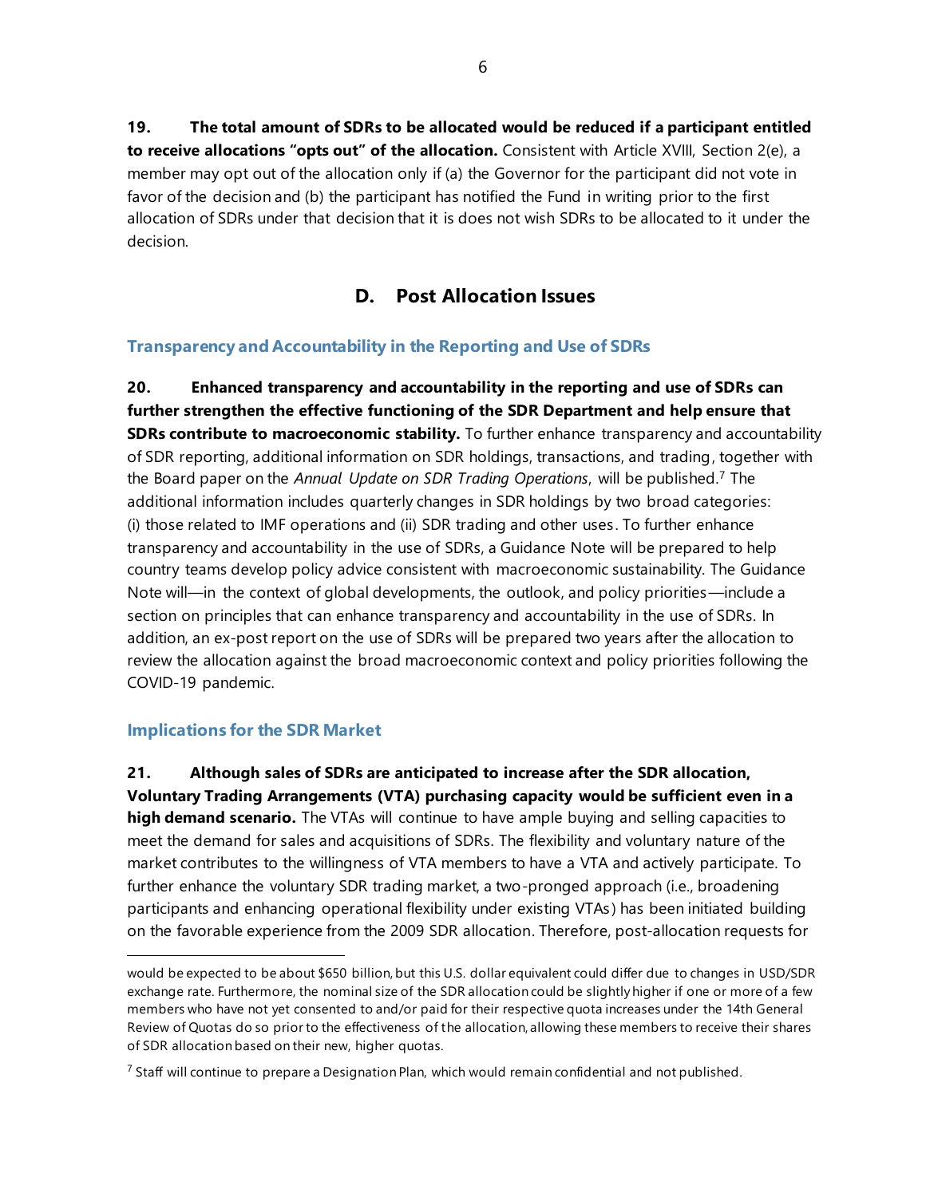**19. The total amount of SDRs to be allocated would be reduced if a participant entitled to receive allocations "opts out" of the allocation.** Consistent with Article XVIII, Section 2(e), a member may opt out of the allocation only if (a) the Governor for the participant did not vote in favor of the decision and (b) the participant has notified the Fund in writing prior to the first allocation of SDRs under that decision that it is does not wish SDRs to be allocated to it under the decision.

## D. Post Allocation Issues

### Transparency and Accountability in the Reporting and Use of SDRs

**20. Enhanced transparency and accountability in the reporting and use of SDRs can further strengthen the effective functioning of the SDR Department and help ensure that SDRs contribute to macroeconomic stability.** To further enhance transparency and accountability of SDR reporting, additional information on SDR holdings, transactions, and trading, together with the Board paper on the *Annual Update on SDR Trading Operations*, will be published.[7] The additional information includes quarterly changes in SDR holdings by two broad categories: (i) those related to IMF operations and (ii) SDR trading and other uses. To further enhance transparency and accountability in the use of SDRs, a Guidance Note will be prepared to help country teams develop policy advice consistent with macroeconomic sustainability. The Guidance Note will—in the context of global developments, the outlook, and policy priorities—include a section on principles that can enhance transparency and accountability in the use of SDRs. In addition, an ex-post report on the use of SDRs will be prepared two years after the allocation to review the allocation against the broad macroeconomic context and policy priorities following the COVID-19 pandemic.

### Implications for the SDR Market

**21. Although sales of SDRs are anticipated to increase after the SDR allocation, Voluntary Trading Arrangements (VTA) purchasing capacity would be sufficient even in a high demand scenario.** The VTAs will continue to have ample buying and selling capacities to meet the demand for sales and acquisitions of SDRs. The flexibility and voluntary nature of the market contributes to the willingness of VTA members to have a VTA and actively participate. To further enhance the voluntary SDR trading market, a two-pronged approach (i.e., broadening participants and enhancing operational flexibility under existing VTAs) has been initiated building on the favorable experience from the 2009 SDR allocation. Therefore, post-allocation requests for

---

would be expected to be about $650 billion, but this U.S. dollar equivalent could differ due to changes in USD/SDR exchange rate. Furthermore, the nominal size of the SDR allocation could be slightly higher if one or more of a few members who have not yet consented to and/or paid for their respective quota increases under the 14th General Review of Quotas do so prior to the effectiveness of the allocation, allowing these members to receive their shares of SDR allocation based on their new, higher quotas.

[7] Staff will continue to prepare a Designation Plan, which would remain confidential and not published.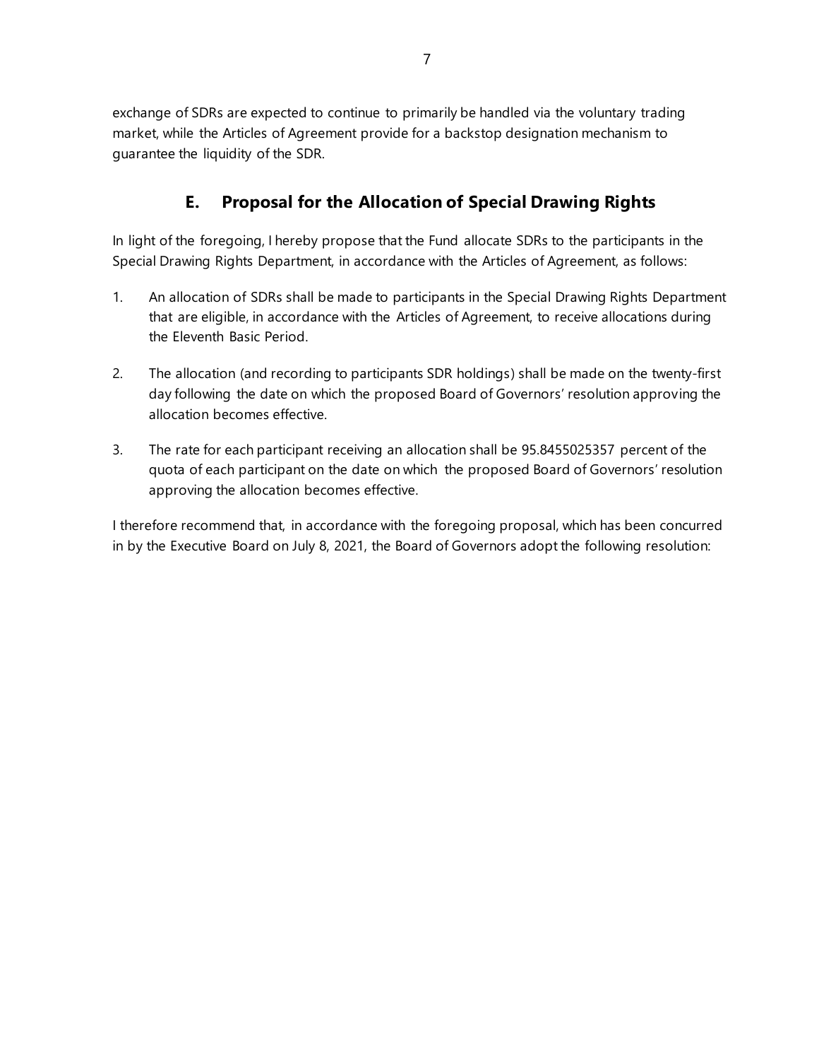exchange of SDRs are expected to continue to primarily be handled via the voluntary trading market, while the Articles of Agreement provide for a backstop designation mechanism to guarantee the liquidity of the SDR.

## E. Proposal for the Allocation of Special Drawing Rights

In light of the foregoing, I hereby propose that the Fund allocate SDRs to the participants in the Special Drawing Rights Department, in accordance with the Articles of Agreement, as follows:

1. An allocation of SDRs shall be made to participants in the Special Drawing Rights Department that are eligible, in accordance with the Articles of Agreement, to receive allocations during the Eleventh Basic Period.

2. The allocation (and recording to participants SDR holdings) shall be made on the twenty-first day following the date on which the proposed Board of Governors' resolution approving the allocation becomes effective.

3. The rate for each participant receiving an allocation shall be 95.8455025357 percent of the quota of each participant on the date on which the proposed Board of Governors' resolution approving the allocation becomes effective.

I therefore recommend that, in accordance with the foregoing proposal, which has been concurred in by the Executive Board on July 8, 2021, the Board of Governors adopt the following resolution: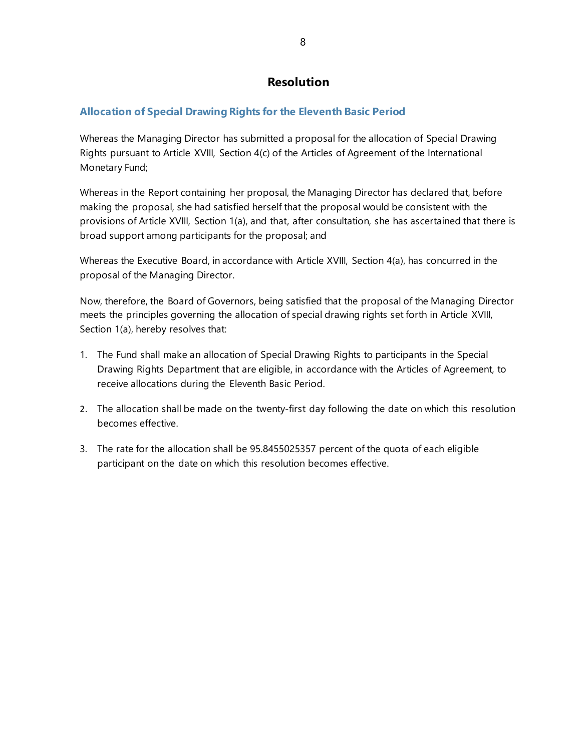# Resolution

## Allocation of Special Drawing Rights for the Eleventh Basic Period

Whereas the Managing Director has submitted a proposal for the allocation of Special Drawing Rights pursuant to Article XVIII, Section 4(c) of the Articles of Agreement of the International Monetary Fund;

Whereas in the Report containing her proposal, the Managing Director has declared that, before making the proposal, she had satisfied herself that the proposal would be consistent with the provisions of Article XVIII, Section 1(a), and that, after consultation, she has ascertained that there is broad support among participants for the proposal; and

Whereas the Executive Board, in accordance with Article XVIII, Section 4(a), has concurred in the proposal of the Managing Director.

Now, therefore, the Board of Governors, being satisfied that the proposal of the Managing Director meets the principles governing the allocation of special drawing rights set forth in Article XVIII, Section 1(a), hereby resolves that:

1. The Fund shall make an allocation of Special Drawing Rights to participants in the Special Drawing Rights Department that are eligible, in accordance with the Articles of Agreement, to receive allocations during the Eleventh Basic Period.

2. The allocation shall be made on the twenty-first day following the date on which this resolution becomes effective.

3. The rate for the allocation shall be 95.8455025357 percent of the quota of each eligible participant on the date on which this resolution becomes effective.